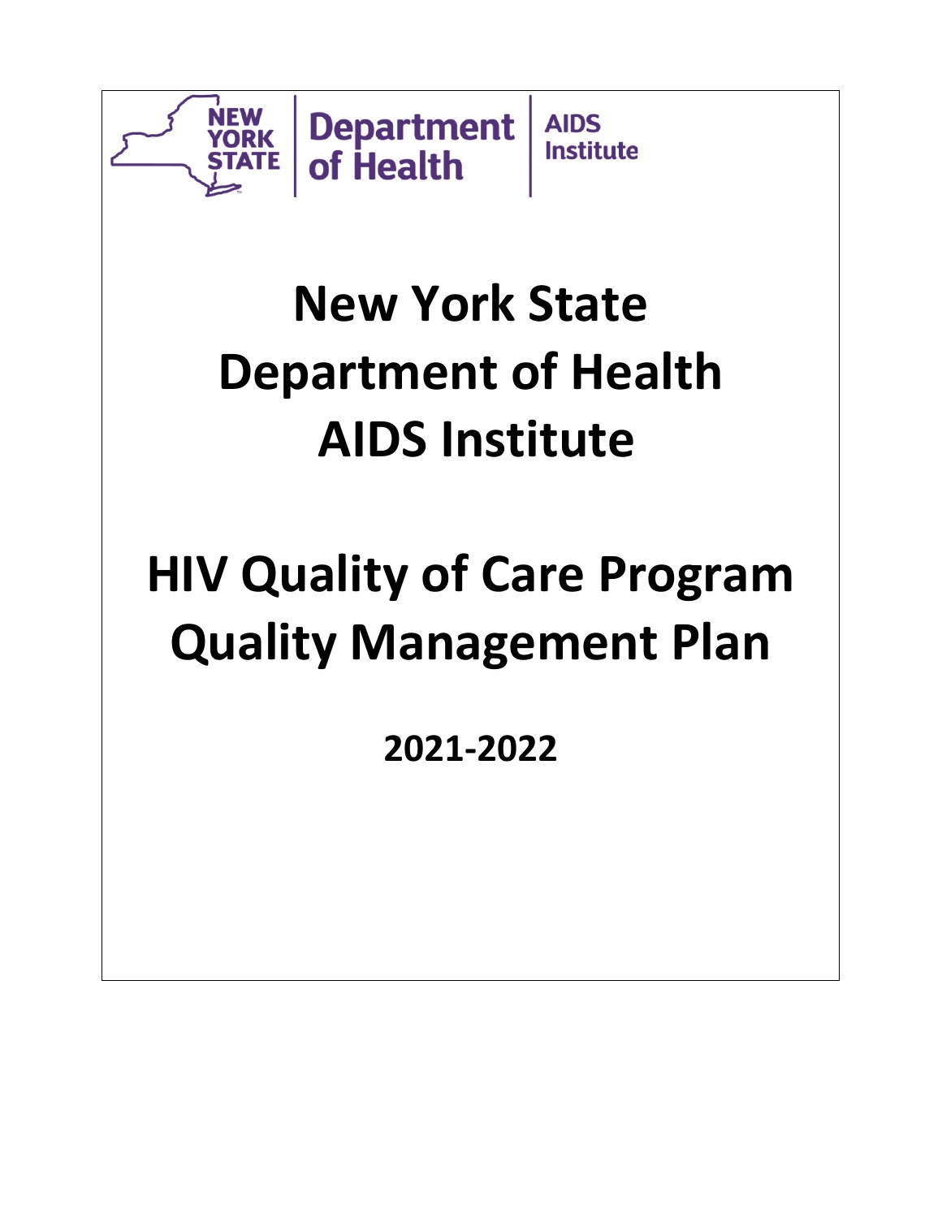NEW YORK STATE | Department of Health | AIDS Institute

# New York State Department of Health AIDS Institute

# HIV Quality of Care Program Quality Management Plan

**2021-2022**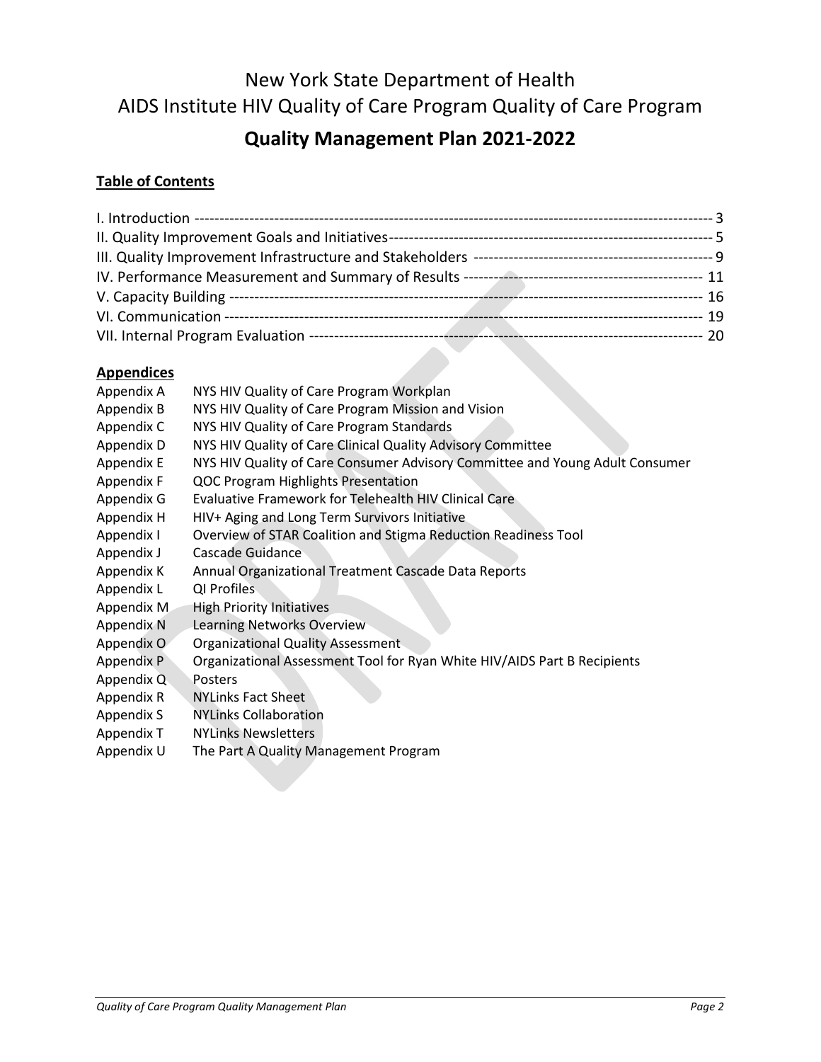# New York State Department of Health
# AIDS Institute HIV Quality of Care Program Quality of Care Program
# Quality Management Plan 2021-2022

## Table of Contents

I. Introduction ------------------------------------------------------------------------------------------------------ 3
II. Quality Improvement Goals and Initiatives---------------------------------------------------------------- 5
III. Quality Improvement Infrastructure and Stakeholders ------------------------------------------------ 9
IV. Performance Measurement and Summary of Results ---------------------------------------------- 11
V. Capacity Building --------------------------------------------------------------------------------------------- 16
VI. Communication ----------------------------------------------------------------------------------------------- 19
VII. Internal Program Evaluation ------------------------------------------------------------------------------- 20

## Appendices

| | |
|---|---|
| Appendix A | NYS HIV Quality of Care Program Workplan |
| Appendix B | NYS HIV Quality of Care Program Mission and Vision |
| Appendix C | NYS HIV Quality of Care Program Standards |
| Appendix D | NYS HIV Quality of Care Clinical Quality Advisory Committee |
| Appendix E | NYS HIV Quality of Care Consumer Advisory Committee and Young Adult Consumer |
| Appendix F | QOC Program Highlights Presentation |
| Appendix G | Evaluative Framework for Telehealth HIV Clinical Care |
| Appendix H | HIV+ Aging and Long Term Survivors Initiative |
| Appendix I | Overview of STAR Coalition and Stigma Reduction Readiness Tool |
| Appendix J | Cascade Guidance |
| Appendix K | Annual Organizational Treatment Cascade Data Reports |
| Appendix L | QI Profiles |
| Appendix M | High Priority Initiatives |
| Appendix N | Learning Networks Overview |
| Appendix O | Organizational Quality Assessment |
| Appendix P | Organizational Assessment Tool for Ryan White HIV/AIDS Part B Recipients |
| Appendix Q | Posters |
| Appendix R | NYLinks Fact Sheet |
| Appendix S | NYLinks Collaboration |
| Appendix T | NYLinks Newsletters |
| Appendix U | The Part A Quality Management Program |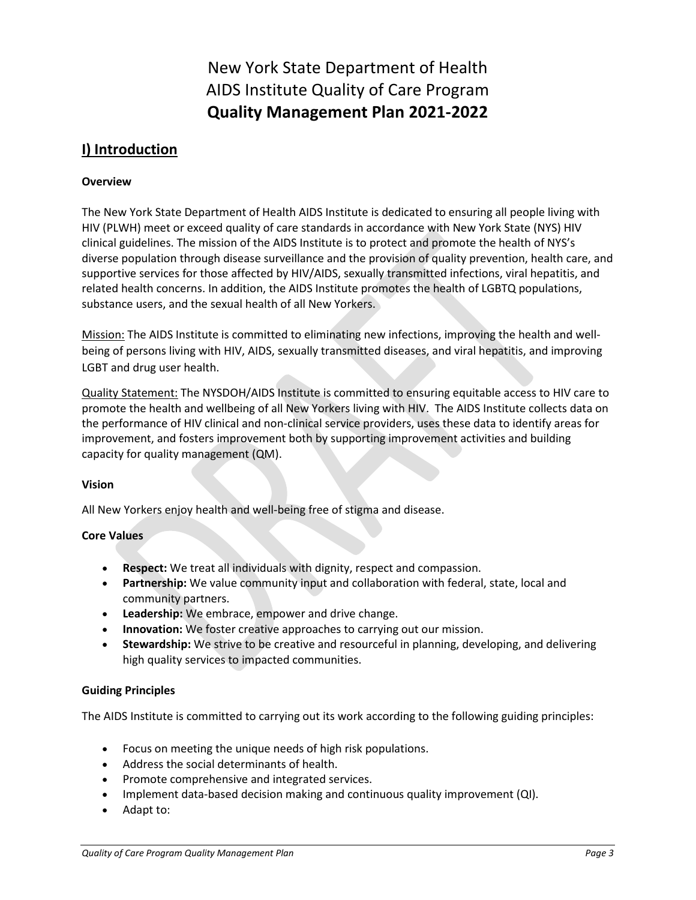# New York State Department of Health
# AIDS Institute Quality of Care Program
# **Quality Management Plan 2021-2022**

## I) Introduction

### Overview

The New York State Department of Health AIDS Institute is dedicated to ensuring all people living with HIV (PLWH) meet or exceed quality of care standards in accordance with New York State (NYS) HIV clinical guidelines. The mission of the AIDS Institute is to protect and promote the health of NYS's diverse population through disease surveillance and the provision of quality prevention, health care, and supportive services for those affected by HIV/AIDS, sexually transmitted infections, viral hepatitis, and related health concerns. In addition, the AIDS Institute promotes the health of LGBTQ populations, substance users, and the sexual health of all New Yorkers.

<u>Mission:</u> The AIDS Institute is committed to eliminating new infections, improving the health and well-being of persons living with HIV, AIDS, sexually transmitted diseases, and viral hepatitis, and improving LGBT and drug user health.

<u>Quality Statement:</u> The NYSDOH/AIDS Institute is committed to ensuring equitable access to HIV care to promote the health and wellbeing of all New Yorkers living with HIV. The AIDS Institute collects data on the performance of HIV clinical and non-clinical service providers, uses these data to identify areas for improvement, and fosters improvement both by supporting improvement activities and building capacity for quality management (QM).

### Vision

All New Yorkers enjoy health and well-being free of stigma and disease.

### Core Values

- **Respect:** We treat all individuals with dignity, respect and compassion.
- **Partnership:** We value community input and collaboration with federal, state, local and community partners.
- **Leadership:** We embrace, empower and drive change.
- **Innovation:** We foster creative approaches to carrying out our mission.
- **Stewardship:** We strive to be creative and resourceful in planning, developing, and delivering high quality services to impacted communities.

### Guiding Principles

The AIDS Institute is committed to carrying out its work according to the following guiding principles:

- Focus on meeting the unique needs of high risk populations.
- Address the social determinants of health.
- Promote comprehensive and integrated services.
- Implement data-based decision making and continuous quality improvement (QI).
- Adapt to: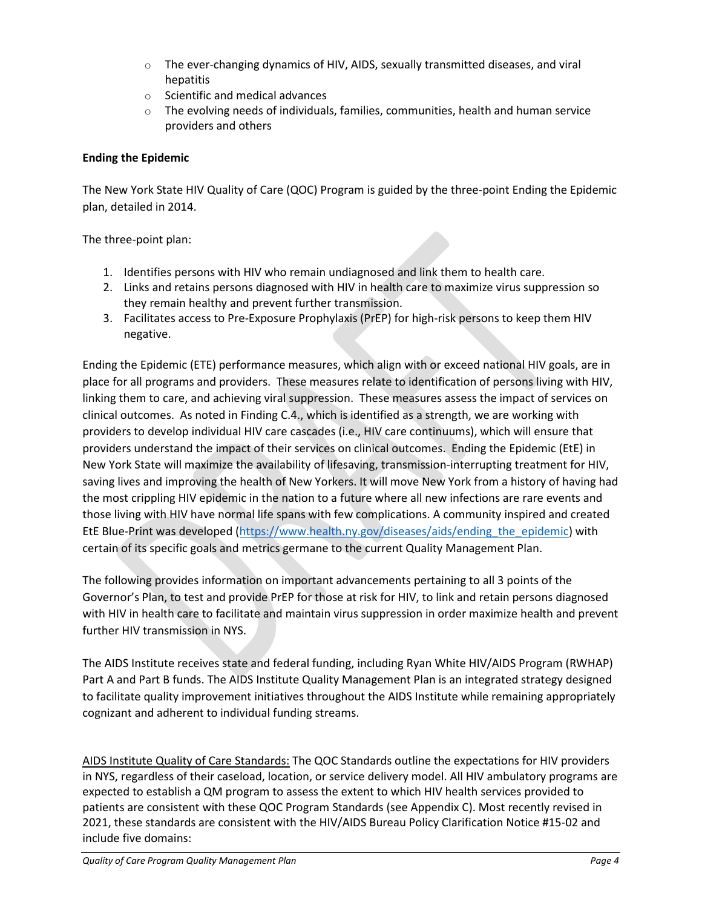- The ever-changing dynamics of HIV, AIDS, sexually transmitted diseases, and viral hepatitis
  - Scientific and medical advances
  - The evolving needs of individuals, families, communities, health and human service providers and others

**Ending the Epidemic**

The New York State HIV Quality of Care (QOC) Program is guided by the three-point Ending the Epidemic plan, detailed in 2014.

The three-point plan:

1. Identifies persons with HIV who remain undiagnosed and link them to health care.
2. Links and retains persons diagnosed with HIV in health care to maximize virus suppression so they remain healthy and prevent further transmission.
3. Facilitates access to Pre-Exposure Prophylaxis (PrEP) for high-risk persons to keep them HIV negative.

Ending the Epidemic (ETE) performance measures, which align with or exceed national HIV goals, are in place for all programs and providers. These measures relate to identification of persons living with HIV, linking them to care, and achieving viral suppression. These measures assess the impact of services on clinical outcomes. As noted in Finding C.4., which is identified as a strength, we are working with providers to develop individual HIV care cascades (i.e., HIV care continuums), which will ensure that providers understand the impact of their services on clinical outcomes. Ending the Epidemic (EtE) in New York State will maximize the availability of lifesaving, transmission-interrupting treatment for HIV, saving lives and improving the health of New Yorkers. It will move New York from a history of having had the most crippling HIV epidemic in the nation to a future where all new infections are rare events and those living with HIV have normal life spans with few complications. A community inspired and created EtE Blue-Print was developed (https://www.health.ny.gov/diseases/aids/ending_the_epidemic) with certain of its specific goals and metrics germane to the current Quality Management Plan.

The following provides information on important advancements pertaining to all 3 points of the Governor's Plan, to test and provide PrEP for those at risk for HIV, to link and retain persons diagnosed with HIV in health care to facilitate and maintain virus suppression in order maximize health and prevent further HIV transmission in NYS.

The AIDS Institute receives state and federal funding, including Ryan White HIV/AIDS Program (RWHAP) Part A and Part B funds. The AIDS Institute Quality Management Plan is an integrated strategy designed to facilitate quality improvement initiatives throughout the AIDS Institute while remaining appropriately cognizant and adherent to individual funding streams.

<u>AIDS Institute Quality of Care Standards:</u> The QOC Standards outline the expectations for HIV providers in NYS, regardless of their caseload, location, or service delivery model. All HIV ambulatory programs are expected to establish a QM program to assess the extent to which HIV health services provided to patients are consistent with these QOC Program Standards (see Appendix C). Most recently revised in 2021, these standards are consistent with the HIV/AIDS Bureau Policy Clarification Notice #15-02 and include five domains: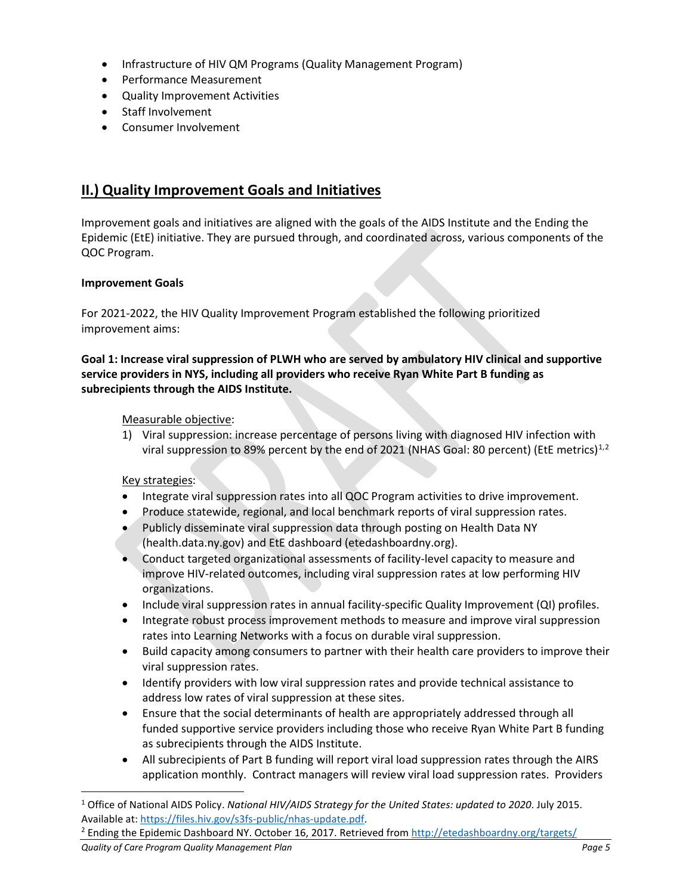- Infrastructure of HIV QM Programs (Quality Management Program)
- Performance Measurement
- Quality Improvement Activities
- Staff Involvement
- Consumer Involvement

## II.) Quality Improvement Goals and Initiatives

Improvement goals and initiatives are aligned with the goals of the AIDS Institute and the Ending the Epidemic (EtE) initiative. They are pursued through, and coordinated across, various components of the QOC Program.

**Improvement Goals**

For 2021-2022, the HIV Quality Improvement Program established the following prioritized improvement aims:

**Goal 1: Increase viral suppression of PLWH who are served by ambulatory HIV clinical and supportive service providers in NYS, including all providers who receive Ryan White Part B funding as subrecipients through the AIDS Institute.**

Measurable objective:

1) Viral suppression: increase percentage of persons living with diagnosed HIV infection with viral suppression to 89% percent by the end of 2021 (NHAS Goal: 80 percent) (EtE metrics)[1,2]

Key strategies:

- Integrate viral suppression rates into all QOC Program activities to drive improvement.
- Produce statewide, regional, and local benchmark reports of viral suppression rates.
- Publicly disseminate viral suppression data through posting on Health Data NY (health.data.ny.gov) and EtE dashboard (etedashboardny.org).
- Conduct targeted organizational assessments of facility-level capacity to measure and improve HIV-related outcomes, including viral suppression rates at low performing HIV organizations.
- Include viral suppression rates in annual facility-specific Quality Improvement (QI) profiles.
- Integrate robust process improvement methods to measure and improve viral suppression rates into Learning Networks with a focus on durable viral suppression.
- Build capacity among consumers to partner with their health care providers to improve their viral suppression rates.
- Identify providers with low viral suppression rates and provide technical assistance to address low rates of viral suppression at these sites.
- Ensure that the social determinants of health are appropriately addressed through all funded supportive service providers including those who receive Ryan White Part B funding as subrecipients through the AIDS Institute.
- All subrecipients of Part B funding will report viral load suppression rates through the AIRS application monthly. Contract managers will review viral load suppression rates. Providers

---

[1] Office of National AIDS Policy. *National HIV/AIDS Strategy for the United States: updated to 2020*. July 2015. Available at: https://files.hiv.gov/s3fs-public/nhas-update.pdf.

[2] Ending the Epidemic Dashboard NY. October 16, 2017. Retrieved from http://etedashboardny.org/targets/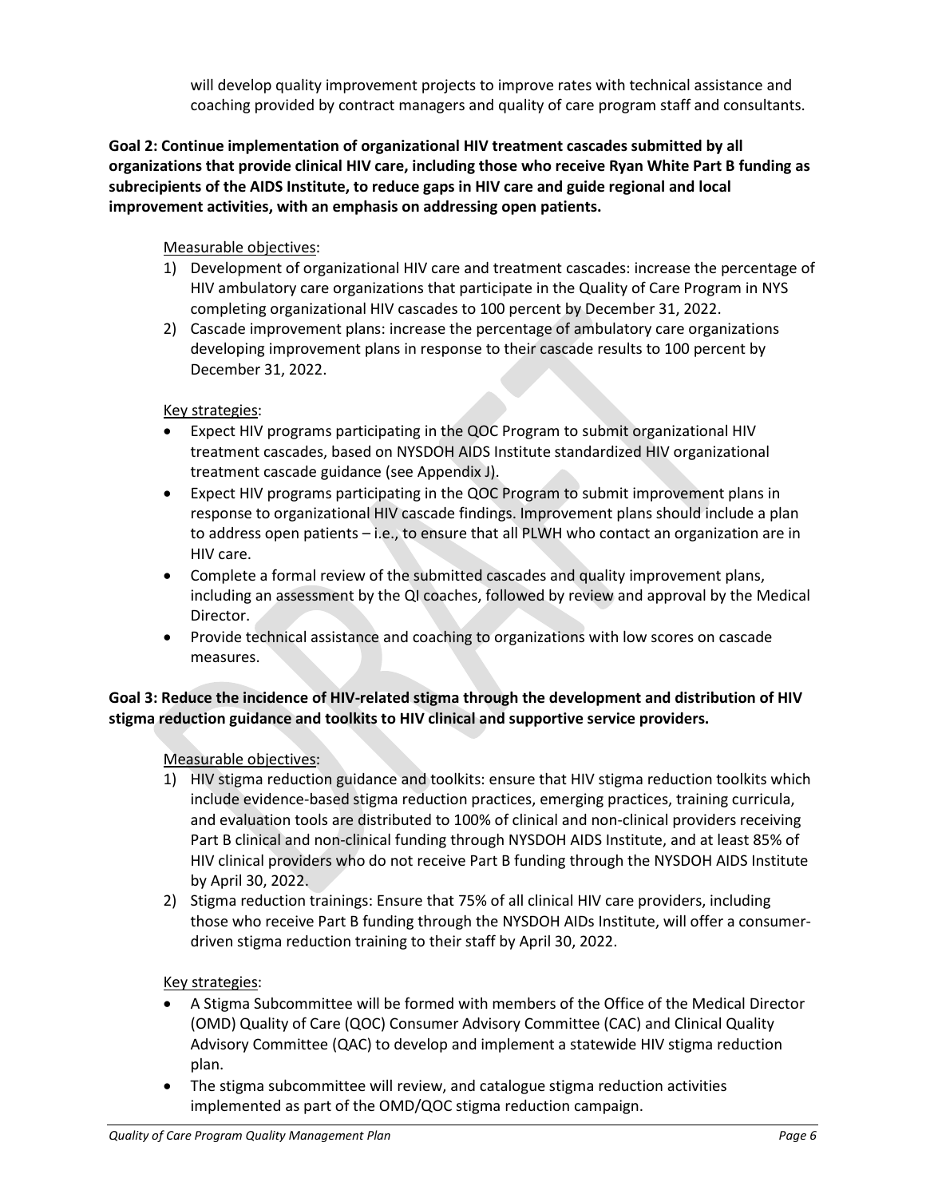will develop quality improvement projects to improve rates with technical assistance and coaching provided by contract managers and quality of care program staff and consultants.

**Goal 2: Continue implementation of organizational HIV treatment cascades submitted by all organizations that provide clinical HIV care, including those who receive Ryan White Part B funding as subrecipients of the AIDS Institute, to reduce gaps in HIV care and guide regional and local improvement activities, with an emphasis on addressing open patients.**

Measurable objectives:

1) Development of organizational HIV care and treatment cascades: increase the percentage of HIV ambulatory care organizations that participate in the Quality of Care Program in NYS completing organizational HIV cascades to 100 percent by December 31, 2022.
2) Cascade improvement plans: increase the percentage of ambulatory care organizations developing improvement plans in response to their cascade results to 100 percent by December 31, 2022.

Key strategies:

- Expect HIV programs participating in the QOC Program to submit organizational HIV treatment cascades, based on NYSDOH AIDS Institute standardized HIV organizational treatment cascade guidance (see Appendix J).
- Expect HIV programs participating in the QOC Program to submit improvement plans in response to organizational HIV cascade findings. Improvement plans should include a plan to address open patients – i.e., to ensure that all PLWH who contact an organization are in HIV care.
- Complete a formal review of the submitted cascades and quality improvement plans, including an assessment by the QI coaches, followed by review and approval by the Medical Director.
- Provide technical assistance and coaching to organizations with low scores on cascade measures.

**Goal 3: Reduce the incidence of HIV-related stigma through the development and distribution of HIV stigma reduction guidance and toolkits to HIV clinical and supportive service providers.**

Measurable objectives:

1) HIV stigma reduction guidance and toolkits: ensure that HIV stigma reduction toolkits which include evidence-based stigma reduction practices, emerging practices, training curricula, and evaluation tools are distributed to 100% of clinical and non-clinical providers receiving Part B clinical and non-clinical funding through NYSDOH AIDS Institute, and at least 85% of HIV clinical providers who do not receive Part B funding through the NYSDOH AIDS Institute by April 30, 2022.
2) Stigma reduction trainings: Ensure that 75% of all clinical HIV care providers, including those who receive Part B funding through the NYSDOH AIDs Institute, will offer a consumer-driven stigma reduction training to their staff by April 30, 2022.

Key strategies:

- A Stigma Subcommittee will be formed with members of the Office of the Medical Director (OMD) Quality of Care (QOC) Consumer Advisory Committee (CAC) and Clinical Quality Advisory Committee (QAC) to develop and implement a statewide HIV stigma reduction plan.
- The stigma subcommittee will review, and catalogue stigma reduction activities implemented as part of the OMD/QOC stigma reduction campaign.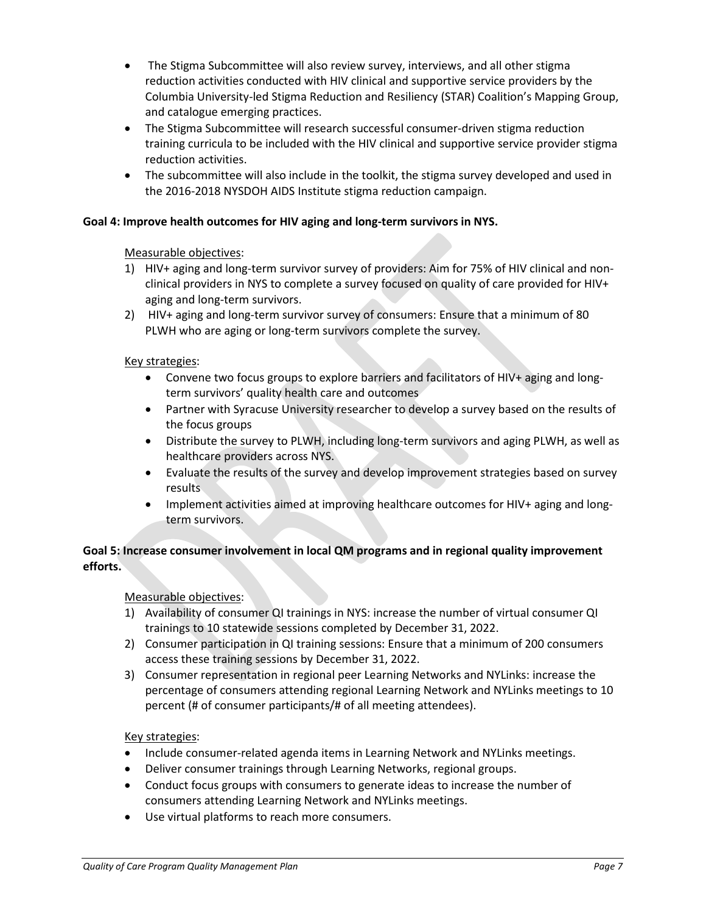- The Stigma Subcommittee will also review survey, interviews, and all other stigma reduction activities conducted with HIV clinical and supportive service providers by the Columbia University-led Stigma Reduction and Resiliency (STAR) Coalition's Mapping Group, and catalogue emerging practices.
- The Stigma Subcommittee will research successful consumer-driven stigma reduction training curricula to be included with the HIV clinical and supportive service provider stigma reduction activities.
- The subcommittee will also include in the toolkit, the stigma survey developed and used in the 2016-2018 NYSDOH AIDS Institute stigma reduction campaign.

**Goal 4: Improve health outcomes for HIV aging and long-term survivors in NYS.**

Measurable objectives:

1) HIV+ aging and long-term survivor survey of providers: Aim for 75% of HIV clinical and non-clinical providers in NYS to complete a survey focused on quality of care provided for HIV+ aging and long-term survivors.
2) HIV+ aging and long-term survivor survey of consumers: Ensure that a minimum of 80 PLWH who are aging or long-term survivors complete the survey.

Key strategies:

- Convene two focus groups to explore barriers and facilitators of HIV+ aging and long-term survivors' quality health care and outcomes
- Partner with Syracuse University researcher to develop a survey based on the results of the focus groups
- Distribute the survey to PLWH, including long-term survivors and aging PLWH, as well as healthcare providers across NYS.
- Evaluate the results of the survey and develop improvement strategies based on survey results
- Implement activities aimed at improving healthcare outcomes for HIV+ aging and long-term survivors.

**Goal 5: Increase consumer involvement in local QM programs and in regional quality improvement efforts.**

Measurable objectives:

1) Availability of consumer QI trainings in NYS: increase the number of virtual consumer QI trainings to 10 statewide sessions completed by December 31, 2022.
2) Consumer participation in QI training sessions: Ensure that a minimum of 200 consumers access these training sessions by December 31, 2022.
3) Consumer representation in regional peer Learning Networks and NYLinks: increase the percentage of consumers attending regional Learning Network and NYLinks meetings to 10 percent (# of consumer participants/# of all meeting attendees).

Key strategies:

- Include consumer-related agenda items in Learning Network and NYLinks meetings.
- Deliver consumer trainings through Learning Networks, regional groups.
- Conduct focus groups with consumers to generate ideas to increase the number of consumers attending Learning Network and NYLinks meetings.
- Use virtual platforms to reach more consumers.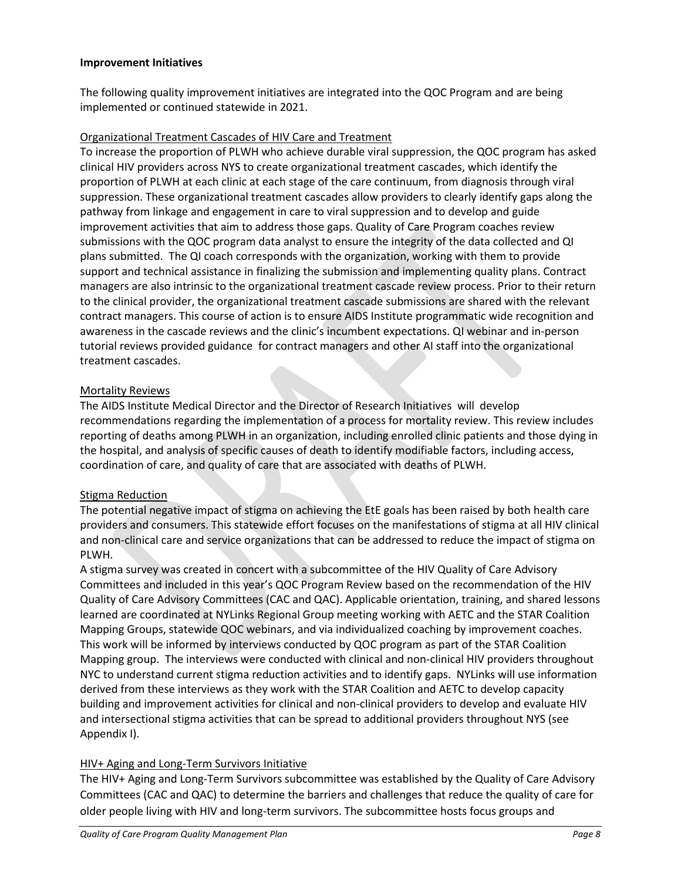**Improvement Initiatives**

The following quality improvement initiatives are integrated into the QOC Program and are being implemented or continued statewide in 2021.

Organizational Treatment Cascades of HIV Care and Treatment

To increase the proportion of PLWH who achieve durable viral suppression, the QOC program has asked clinical HIV providers across NYS to create organizational treatment cascades, which identify the proportion of PLWH at each clinic at each stage of the care continuum, from diagnosis through viral suppression. These organizational treatment cascades allow providers to clearly identify gaps along the pathway from linkage and engagement in care to viral suppression and to develop and guide improvement activities that aim to address those gaps. Quality of Care Program coaches review submissions with the QOC program data analyst to ensure the integrity of the data collected and QI plans submitted. The QI coach corresponds with the organization, working with them to provide support and technical assistance in finalizing the submission and implementing quality plans. Contract managers are also intrinsic to the organizational treatment cascade review process. Prior to their return to the clinical provider, the organizational treatment cascade submissions are shared with the relevant contract managers. This course of action is to ensure AIDS Institute programmatic wide recognition and awareness in the cascade reviews and the clinic's incumbent expectations. QI webinar and in-person tutorial reviews provided guidance for contract managers and other AI staff into the organizational treatment cascades.

Mortality Reviews

The AIDS Institute Medical Director and the Director of Research Initiatives will develop recommendations regarding the implementation of a process for mortality review. This review includes reporting of deaths among PLWH in an organization, including enrolled clinic patients and those dying in the hospital, and analysis of specific causes of death to identify modifiable factors, including access, coordination of care, and quality of care that are associated with deaths of PLWH.

Stigma Reduction

The potential negative impact of stigma on achieving the EtE goals has been raised by both health care providers and consumers. This statewide effort focuses on the manifestations of stigma at all HIV clinical and non-clinical care and service organizations that can be addressed to reduce the impact of stigma on PLWH.

A stigma survey was created in concert with a subcommittee of the HIV Quality of Care Advisory Committees and included in this year's QOC Program Review based on the recommendation of the HIV Quality of Care Advisory Committees (CAC and QAC). Applicable orientation, training, and shared lessons learned are coordinated at NYLinks Regional Group meeting working with AETC and the STAR Coalition Mapping Groups, statewide QOC webinars, and via individualized coaching by improvement coaches. This work will be informed by interviews conducted by QOC program as part of the STAR Coalition Mapping group. The interviews were conducted with clinical and non-clinical HIV providers throughout NYC to understand current stigma reduction activities and to identify gaps. NYLinks will use information derived from these interviews as they work with the STAR Coalition and AETC to develop capacity building and improvement activities for clinical and non-clinical providers to develop and evaluate HIV and intersectional stigma activities that can be spread to additional providers throughout NYS (see Appendix I).

HIV+ Aging and Long-Term Survivors Initiative

The HIV+ Aging and Long-Term Survivors subcommittee was established by the Quality of Care Advisory Committees (CAC and QAC) to determine the barriers and challenges that reduce the quality of care for older people living with HIV and long-term survivors. The subcommittee hosts focus groups and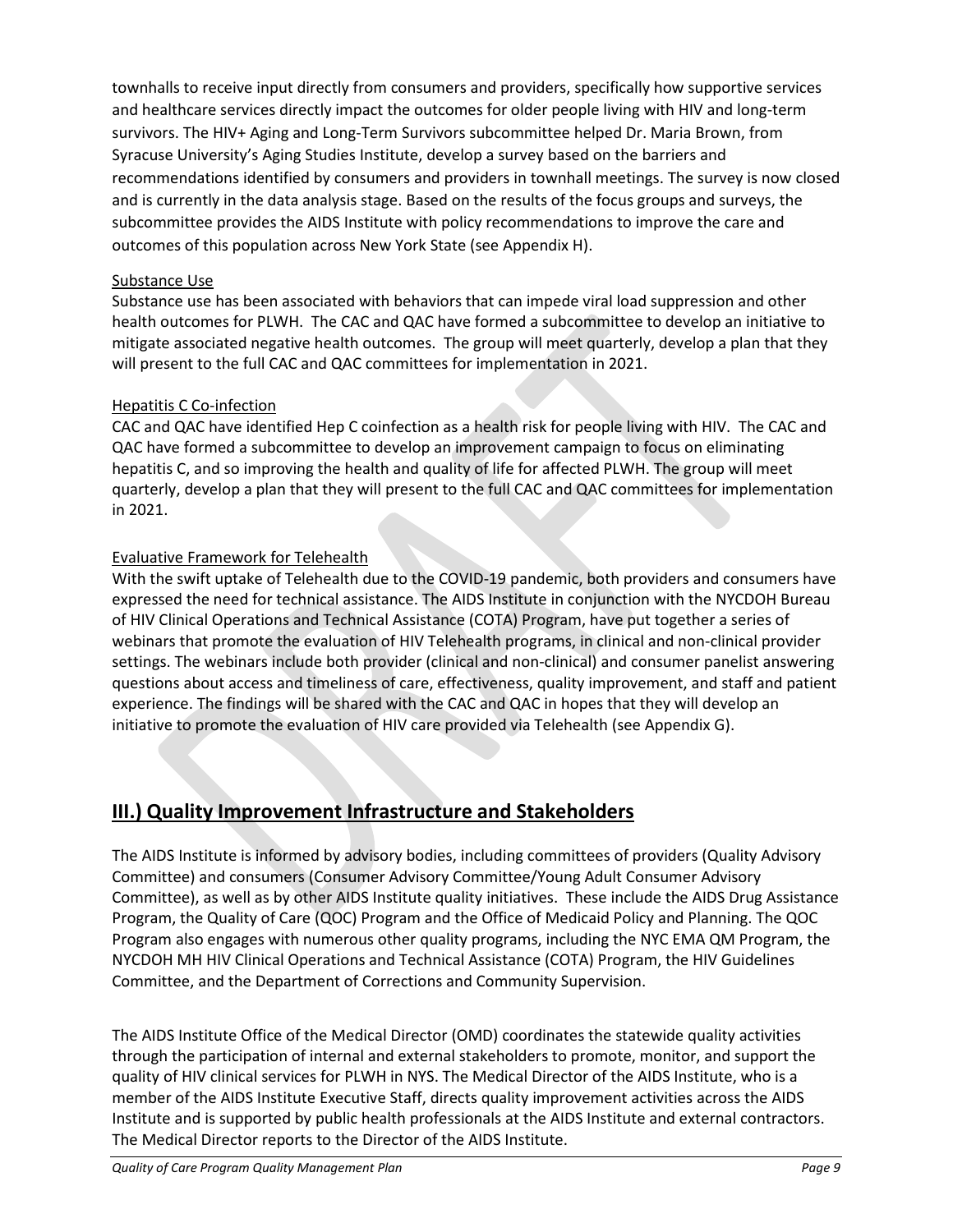townhalls to receive input directly from consumers and providers, specifically how supportive services and healthcare services directly impact the outcomes for older people living with HIV and long-term survivors. The HIV+ Aging and Long-Term Survivors subcommittee helped Dr. Maria Brown, from Syracuse University's Aging Studies Institute, develop a survey based on the barriers and recommendations identified by consumers and providers in townhall meetings. The survey is now closed and is currently in the data analysis stage. Based on the results of the focus groups and surveys, the subcommittee provides the AIDS Institute with policy recommendations to improve the care and outcomes of this population across New York State (see Appendix H).

Substance Use

Substance use has been associated with behaviors that can impede viral load suppression and other health outcomes for PLWH. The CAC and QAC have formed a subcommittee to develop an initiative to mitigate associated negative health outcomes. The group will meet quarterly, develop a plan that they will present to the full CAC and QAC committees for implementation in 2021.

Hepatitis C Co-infection

CAC and QAC have identified Hep C coinfection as a health risk for people living with HIV. The CAC and QAC have formed a subcommittee to develop an improvement campaign to focus on eliminating hepatitis C, and so improving the health and quality of life for affected PLWH. The group will meet quarterly, develop a plan that they will present to the full CAC and QAC committees for implementation in 2021.

Evaluative Framework for Telehealth

With the swift uptake of Telehealth due to the COVID-19 pandemic, both providers and consumers have expressed the need for technical assistance. The AIDS Institute in conjunction with the NYCDOH Bureau of HIV Clinical Operations and Technical Assistance (COTA) Program, have put together a series of webinars that promote the evaluation of HIV Telehealth programs, in clinical and non-clinical provider settings. The webinars include both provider (clinical and non-clinical) and consumer panelist answering questions about access and timeliness of care, effectiveness, quality improvement, and staff and patient experience. The findings will be shared with the CAC and QAC in hopes that they will develop an initiative to promote the evaluation of HIV care provided via Telehealth (see Appendix G).

## III.) Quality Improvement Infrastructure and Stakeholders

The AIDS Institute is informed by advisory bodies, including committees of providers (Quality Advisory Committee) and consumers (Consumer Advisory Committee/Young Adult Consumer Advisory Committee), as well as by other AIDS Institute quality initiatives. These include the AIDS Drug Assistance Program, the Quality of Care (QOC) Program and the Office of Medicaid Policy and Planning. The QOC Program also engages with numerous other quality programs, including the NYC EMA QM Program, the NYCDOH MH HIV Clinical Operations and Technical Assistance (COTA) Program, the HIV Guidelines Committee, and the Department of Corrections and Community Supervision.

The AIDS Institute Office of the Medical Director (OMD) coordinates the statewide quality activities through the participation of internal and external stakeholders to promote, monitor, and support the quality of HIV clinical services for PLWH in NYS. The Medical Director of the AIDS Institute, who is a member of the AIDS Institute Executive Staff, directs quality improvement activities across the AIDS Institute and is supported by public health professionals at the AIDS Institute and external contractors. The Medical Director reports to the Director of the AIDS Institute.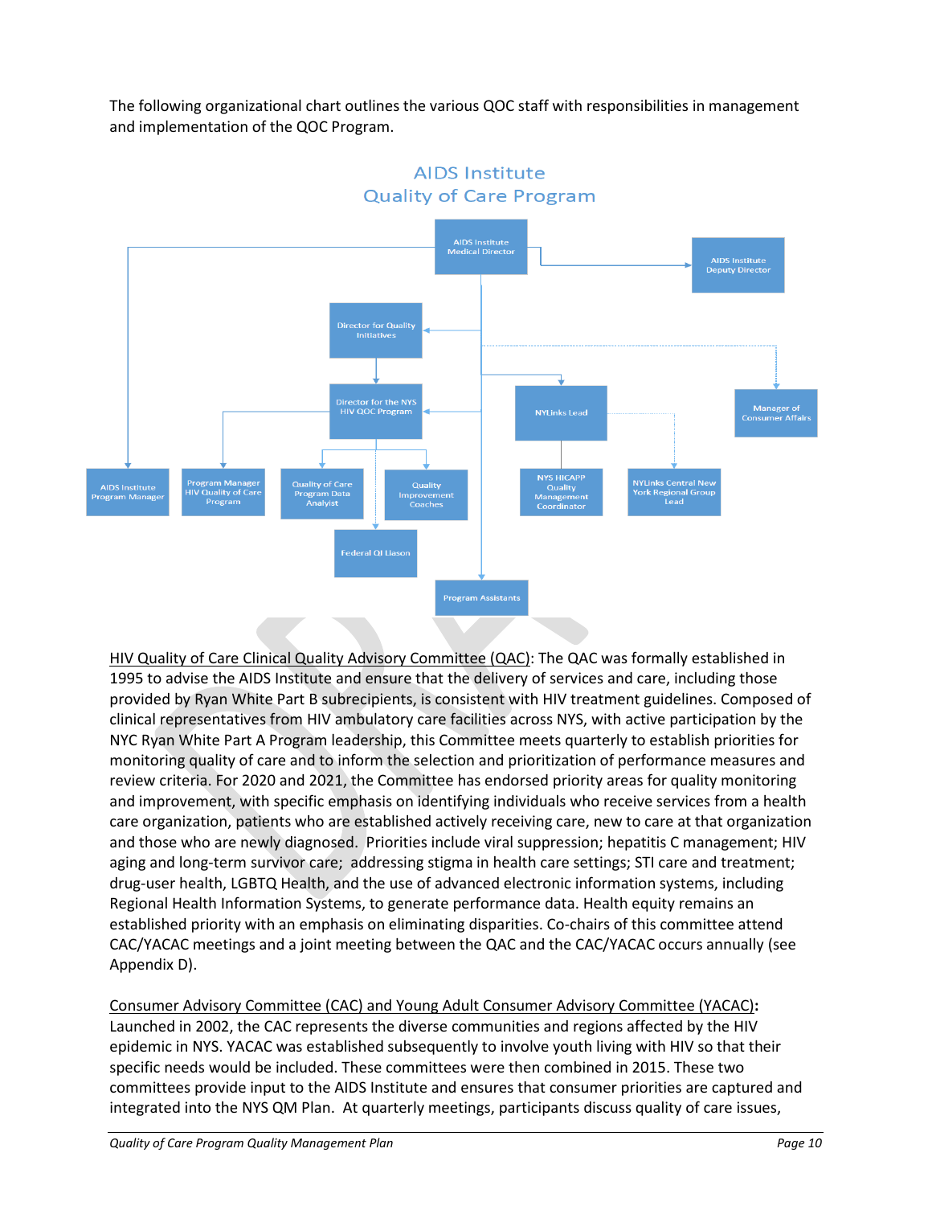The following organizational chart outlines the various QOC staff with responsibilities in management and implementation of the QOC Program.

**AIDS Institute**
**Quality of Care Program**

- AIDS Institute Medical Director
  - AIDS Institute Deputy Director
  - AIDS Institute Program Manager
  - Director for Quality Initiatives
    - Director for the NYS HIV QOC Program
      - Program Manager HIV Quality of Care Program
      - Quality of Care Program Data Analyist
      - Quality Improvement Coaches
      - Federal QI Liason
  - NYLinks Lead
    - NYS HICAPP Quality Management Coordinator
    - NYLinks Central New York Regional Group Lead
  - Manager of Consumer Affairs
  - Program Assistants

HIV Quality of Care Clinical Quality Advisory Committee (QAC): The QAC was formally established in 1995 to advise the AIDS Institute and ensure that the delivery of services and care, including those provided by Ryan White Part B subrecipients, is consistent with HIV treatment guidelines. Composed of clinical representatives from HIV ambulatory care facilities across NYS, with active participation by the NYC Ryan White Part A Program leadership, this Committee meets quarterly to establish priorities for monitoring quality of care and to inform the selection and prioritization of performance measures and review criteria. For 2020 and 2021, the Committee has endorsed priority areas for quality monitoring and improvement, with specific emphasis on identifying individuals who receive services from a health care organization, patients who are established actively receiving care, new to care at that organization and those who are newly diagnosed. Priorities include viral suppression; hepatitis C management; HIV aging and long-term survivor care; addressing stigma in health care settings; STI care and treatment; drug-user health, LGBTQ Health, and the use of advanced electronic information systems, including Regional Health Information Systems, to generate performance data. Health equity remains an established priority with an emphasis on eliminating disparities. Co-chairs of this committee attend CAC/YACAC meetings and a joint meeting between the QAC and the CAC/YACAC occurs annually (see Appendix D).

Consumer Advisory Committee (CAC) and Young Adult Consumer Advisory Committee (YACAC): Launched in 2002, the CAC represents the diverse communities and regions affected by the HIV epidemic in NYS. YACAC was established subsequently to involve youth living with HIV so that their specific needs would be included. These committees were then combined in 2015. These two committees provide input to the AIDS Institute and ensures that consumer priorities are captured and integrated into the NYS QM Plan. At quarterly meetings, participants discuss quality of care issues,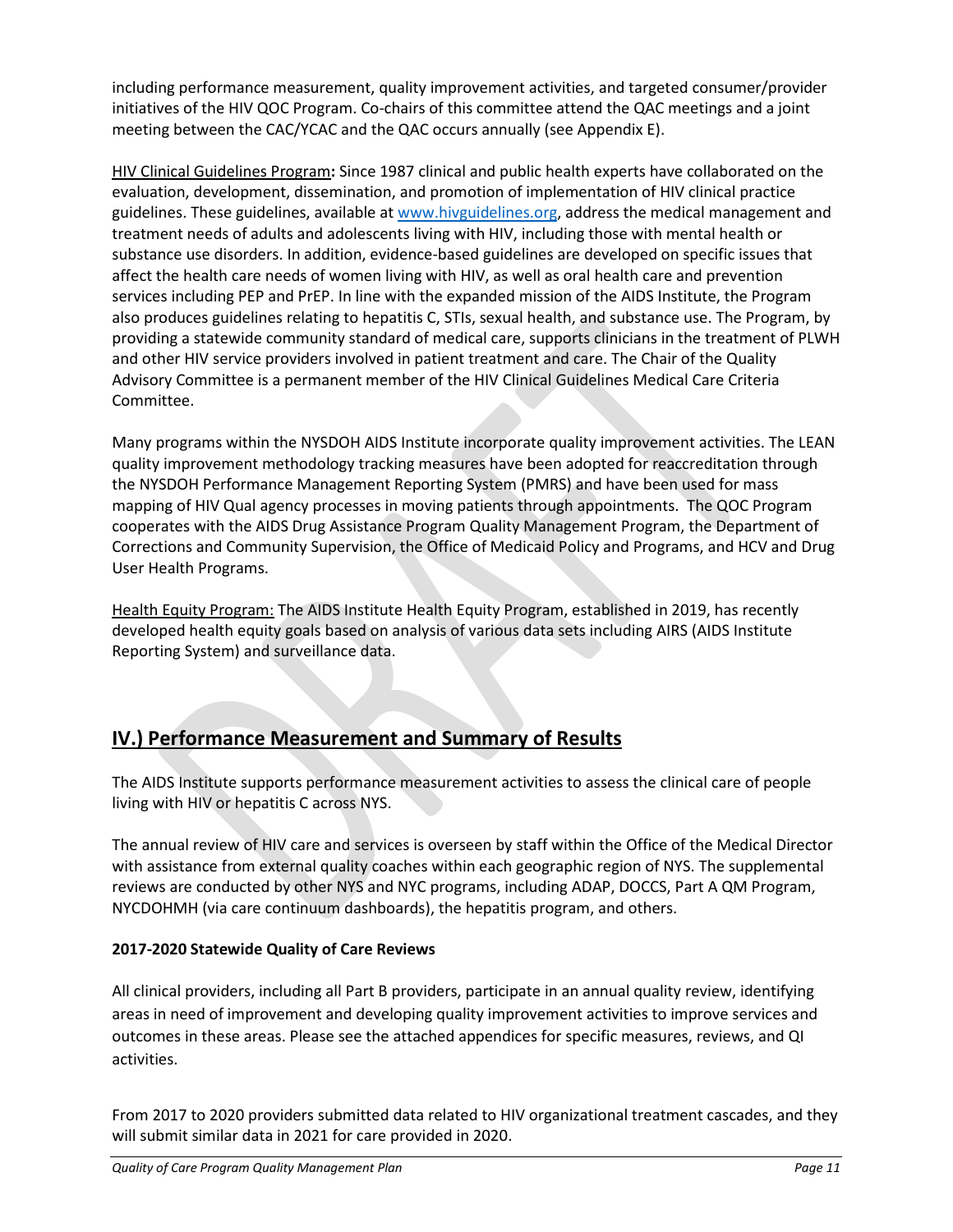including performance measurement, quality improvement activities, and targeted consumer/provider initiatives of the HIV QOC Program. Co-chairs of this committee attend the QAC meetings and a joint meeting between the CAC/YCAC and the QAC occurs annually (see Appendix E).

HIV Clinical Guidelines Program**:** Since 1987 clinical and public health experts have collaborated on the evaluation, development, dissemination, and promotion of implementation of HIV clinical practice guidelines. These guidelines, available at [www.hivguidelines.org](www.hivguidelines.org), address the medical management and treatment needs of adults and adolescents living with HIV, including those with mental health or substance use disorders. In addition, evidence-based guidelines are developed on specific issues that affect the health care needs of women living with HIV, as well as oral health care and prevention services including PEP and PrEP. In line with the expanded mission of the AIDS Institute, the Program also produces guidelines relating to hepatitis C, STIs, sexual health, and substance use. The Program, by providing a statewide community standard of medical care, supports clinicians in the treatment of PLWH and other HIV service providers involved in patient treatment and care. The Chair of the Quality Advisory Committee is a permanent member of the HIV Clinical Guidelines Medical Care Criteria Committee.

Many programs within the NYSDOH AIDS Institute incorporate quality improvement activities. The LEAN quality improvement methodology tracking measures have been adopted for reaccreditation through the NYSDOH Performance Management Reporting System (PMRS) and have been used for mass mapping of HIV Qual agency processes in moving patients through appointments. The QOC Program cooperates with the AIDS Drug Assistance Program Quality Management Program, the Department of Corrections and Community Supervision, the Office of Medicaid Policy and Programs, and HCV and Drug User Health Programs.

Health Equity Program: The AIDS Institute Health Equity Program, established in 2019, has recently developed health equity goals based on analysis of various data sets including AIRS (AIDS Institute Reporting System) and surveillance data.

## IV.) Performance Measurement and Summary of Results

The AIDS Institute supports performance measurement activities to assess the clinical care of people living with HIV or hepatitis C across NYS.

The annual review of HIV care and services is overseen by staff within the Office of the Medical Director with assistance from external quality coaches within each geographic region of NYS. The supplemental reviews are conducted by other NYS and NYC programs, including ADAP, DOCCS, Part A QM Program, NYCDOHMH (via care continuum dashboards), the hepatitis program, and others.

### 2017-2020 Statewide Quality of Care Reviews

All clinical providers, including all Part B providers, participate in an annual quality review, identifying areas in need of improvement and developing quality improvement activities to improve services and outcomes in these areas. Please see the attached appendices for specific measures, reviews, and QI activities.

From 2017 to 2020 providers submitted data related to HIV organizational treatment cascades, and they will submit similar data in 2021 for care provided in 2020.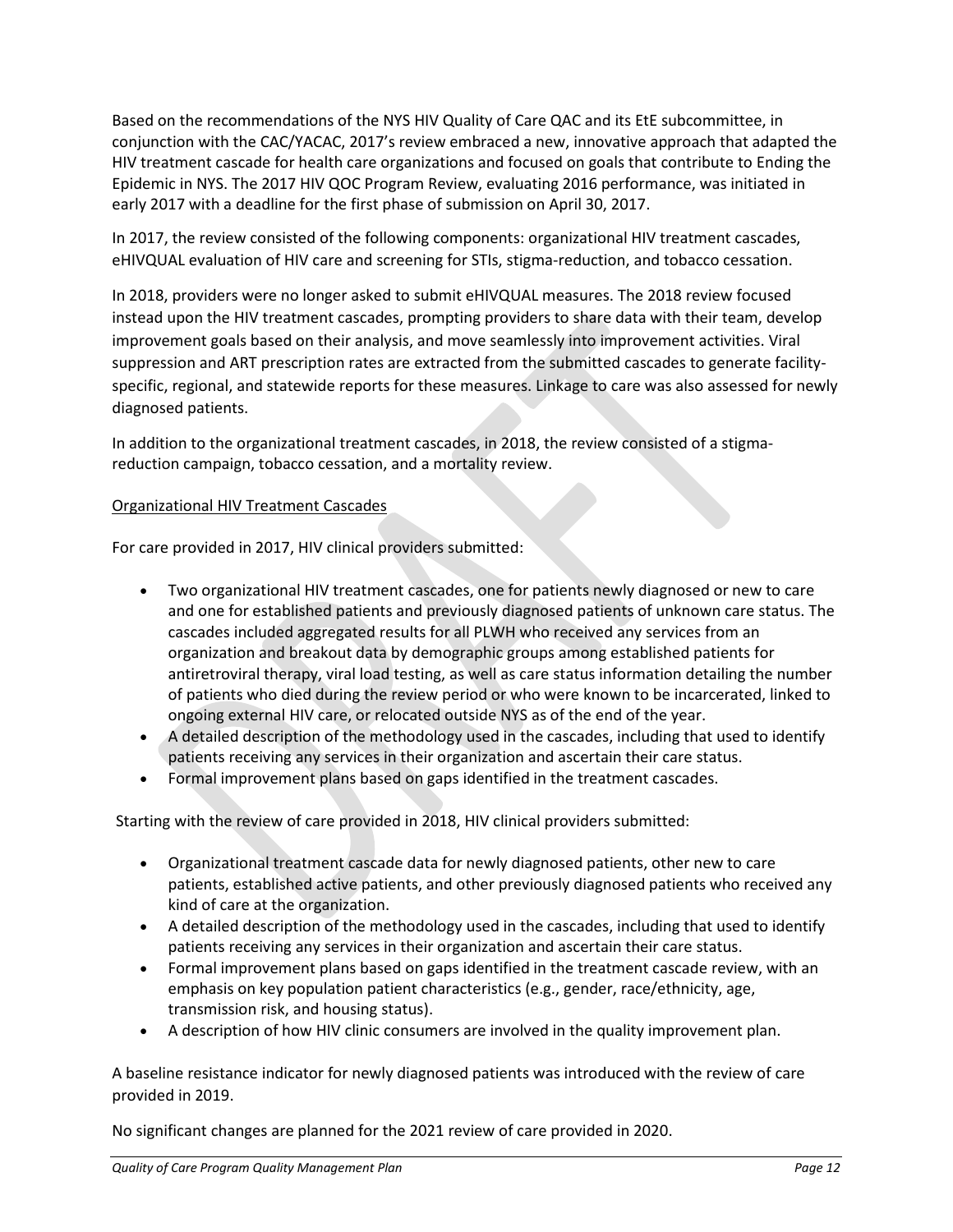Based on the recommendations of the NYS HIV Quality of Care QAC and its EtE subcommittee, in conjunction with the CAC/YACAC, 2017's review embraced a new, innovative approach that adapted the HIV treatment cascade for health care organizations and focused on goals that contribute to Ending the Epidemic in NYS. The 2017 HIV QOC Program Review, evaluating 2016 performance, was initiated in early 2017 with a deadline for the first phase of submission on April 30, 2017.

In 2017, the review consisted of the following components: organizational HIV treatment cascades, eHIVQUAL evaluation of HIV care and screening for STIs, stigma-reduction, and tobacco cessation.

In 2018, providers were no longer asked to submit eHIVQUAL measures. The 2018 review focused instead upon the HIV treatment cascades, prompting providers to share data with their team, develop improvement goals based on their analysis, and move seamlessly into improvement activities. Viral suppression and ART prescription rates are extracted from the submitted cascades to generate facility-specific, regional, and statewide reports for these measures. Linkage to care was also assessed for newly diagnosed patients.

In addition to the organizational treatment cascades, in 2018, the review consisted of a stigma-reduction campaign, tobacco cessation, and a mortality review.

Organizational HIV Treatment Cascades

For care provided in 2017, HIV clinical providers submitted:

- Two organizational HIV treatment cascades, one for patients newly diagnosed or new to care and one for established patients and previously diagnosed patients of unknown care status. The cascades included aggregated results for all PLWH who received any services from an organization and breakout data by demographic groups among established patients for antiretroviral therapy, viral load testing, as well as care status information detailing the number of patients who died during the review period or who were known to be incarcerated, linked to ongoing external HIV care, or relocated outside NYS as of the end of the year.
- A detailed description of the methodology used in the cascades, including that used to identify patients receiving any services in their organization and ascertain their care status.
- Formal improvement plans based on gaps identified in the treatment cascades.

Starting with the review of care provided in 2018, HIV clinical providers submitted:

- Organizational treatment cascade data for newly diagnosed patients, other new to care patients, established active patients, and other previously diagnosed patients who received any kind of care at the organization.
- A detailed description of the methodology used in the cascades, including that used to identify patients receiving any services in their organization and ascertain their care status.
- Formal improvement plans based on gaps identified in the treatment cascade review, with an emphasis on key population patient characteristics (e.g., gender, race/ethnicity, age, transmission risk, and housing status).
- A description of how HIV clinic consumers are involved in the quality improvement plan.

A baseline resistance indicator for newly diagnosed patients was introduced with the review of care provided in 2019.

No significant changes are planned for the 2021 review of care provided in 2020.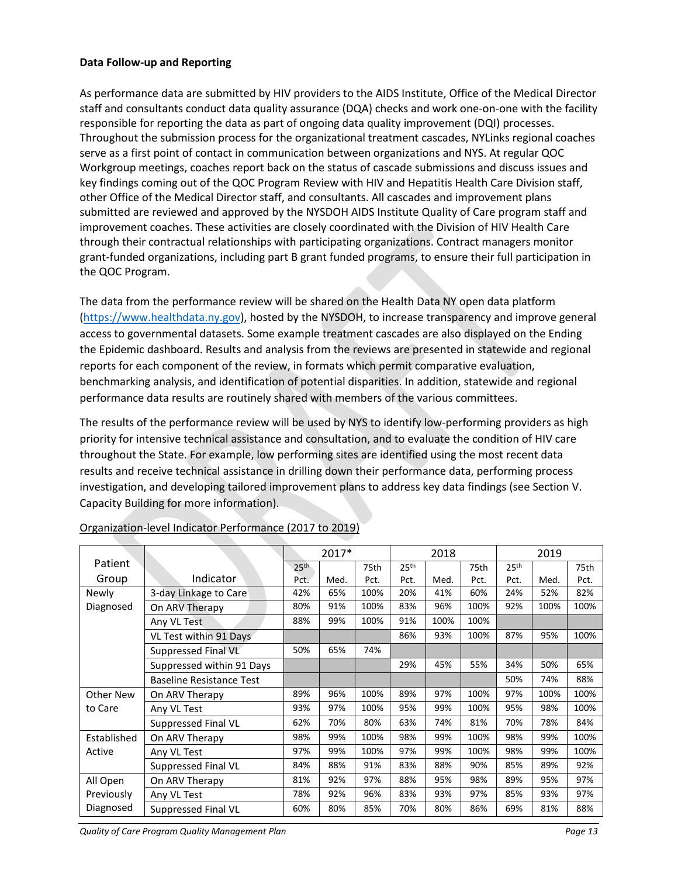**Data Follow-up and Reporting**

As performance data are submitted by HIV providers to the AIDS Institute, Office of the Medical Director staff and consultants conduct data quality assurance (DQA) checks and work one-on-one with the facility responsible for reporting the data as part of ongoing data quality improvement (DQI) processes. Throughout the submission process for the organizational treatment cascades, NYLinks regional coaches serve as a first point of contact in communication between organizations and NYS. At regular QOC Workgroup meetings, coaches report back on the status of cascade submissions and discuss issues and key findings coming out of the QOC Program Review with HIV and Hepatitis Health Care Division staff, other Office of the Medical Director staff, and consultants. All cascades and improvement plans submitted are reviewed and approved by the NYSDOH AIDS Institute Quality of Care program staff and improvement coaches. These activities are closely coordinated with the Division of HIV Health Care through their contractual relationships with participating organizations. Contract managers monitor grant-funded organizations, including part B grant funded programs, to ensure their full participation in the QOC Program.

The data from the performance review will be shared on the Health Data NY open data platform (https://www.healthdata.ny.gov), hosted by the NYSDOH, to increase transparency and improve general access to governmental datasets. Some example treatment cascades are also displayed on the Ending the Epidemic dashboard. Results and analysis from the reviews are presented in statewide and regional reports for each component of the review, in formats which permit comparative evaluation, benchmarking analysis, and identification of potential disparities. In addition, statewide and regional performance data results are routinely shared with members of the various committees.

The results of the performance review will be used by NYS to identify low-performing providers as high priority for intensive technical assistance and consultation, and to evaluate the condition of HIV care throughout the State. For example, low performing sites are identified using the most recent data results and receive technical assistance in drilling down their performance data, performing process investigation, and developing tailored improvement plans to address key data findings (see Section V. Capacity Building for more information).

Organization-level Indicator Performance (2017 to 2019)

| Patient Group | Indicator | 2017* | | | 2018 | | | 2019 | | |
|---|---|---|---|---|---|---|---|---|---|---|
| | | 25th Pct. | Med. | 75th Pct. | 25th Pct. | Med. | 75th Pct. | 25th Pct. | Med. | 75th Pct. |
| Newly Diagnosed | 3-day Linkage to Care | 42% | 65% | 100% | 20% | 41% | 60% | 24% | 52% | 82% |
| | On ARV Therapy | 80% | 91% | 100% | 83% | 96% | 100% | 92% | 100% | 100% |
| | Any VL Test | 88% | 99% | 100% | 91% | 100% | 100% | | | |
| | VL Test within 91 Days | | | | 86% | 93% | 100% | 87% | 95% | 100% |
| | Suppressed Final VL | 50% | 65% | 74% | | | | | | |
| | Suppressed within 91 Days | | | | 29% | 45% | 55% | 34% | 50% | 65% |
| | Baseline Resistance Test | | | | | | | 50% | 74% | 88% |
| Other New to Care | On ARV Therapy | 89% | 96% | 100% | 89% | 97% | 100% | 97% | 100% | 100% |
| | Any VL Test | 93% | 97% | 100% | 95% | 99% | 100% | 95% | 98% | 100% |
| | Suppressed Final VL | 62% | 70% | 80% | 63% | 74% | 81% | 70% | 78% | 84% |
| Established Active | On ARV Therapy | 98% | 99% | 100% | 98% | 99% | 100% | 98% | 99% | 100% |
| | Any VL Test | 97% | 99% | 100% | 97% | 99% | 100% | 98% | 99% | 100% |
| | Suppressed Final VL | 84% | 88% | 91% | 83% | 88% | 90% | 85% | 89% | 92% |
| All Open Previously Diagnosed | On ARV Therapy | 81% | 92% | 97% | 88% | 95% | 98% | 89% | 95% | 97% |
| | Any VL Test | 78% | 92% | 96% | 83% | 93% | 97% | 85% | 93% | 97% |
| | Suppressed Final VL | 60% | 80% | 85% | 70% | 80% | 86% | 69% | 81% | 88% |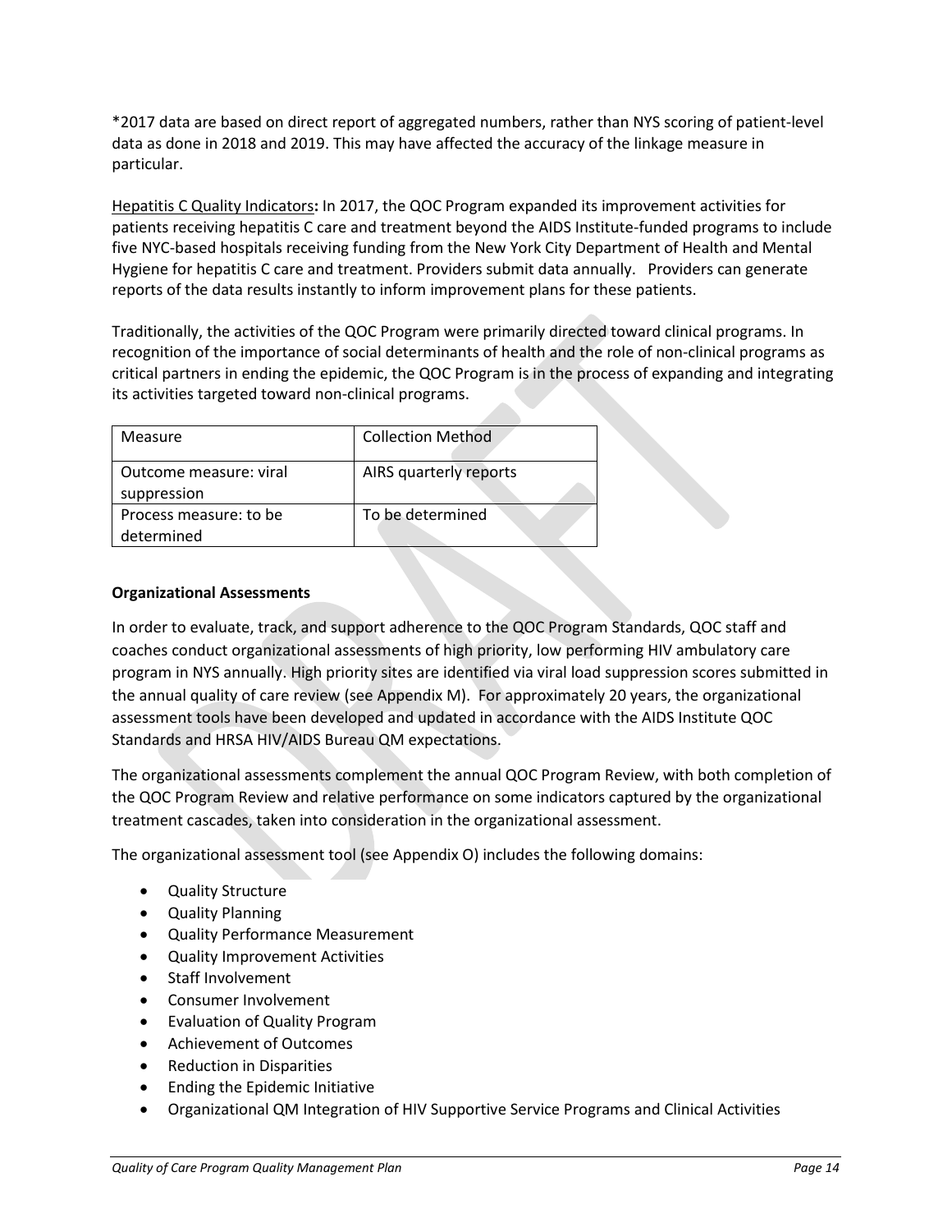*2017 data are based on direct report of aggregated numbers, rather than NYS scoring of patient-level data as done in 2018 and 2019. This may have affected the accuracy of the linkage measure in particular.

<u>Hepatitis C Quality Indicators</u>**:** In 2017, the QOC Program expanded its improvement activities for patients receiving hepatitis C care and treatment beyond the AIDS Institute-funded programs to include five NYC-based hospitals receiving funding from the New York City Department of Health and Mental Hygiene for hepatitis C care and treatment. Providers submit data annually. Providers can generate reports of the data results instantly to inform improvement plans for these patients.

Traditionally, the activities of the QOC Program were primarily directed toward clinical programs. In recognition of the importance of social determinants of health and the role of non-clinical programs as critical partners in ending the epidemic, the QOC Program is in the process of expanding and integrating its activities targeted toward non-clinical programs.

| Measure | Collection Method |
|---|---|
| Outcome measure: viral suppression | AIRS quarterly reports |
| Process measure: to be determined | To be determined |

**Organizational Assessments**

In order to evaluate, track, and support adherence to the QOC Program Standards, QOC staff and coaches conduct organizational assessments of high priority, low performing HIV ambulatory care program in NYS annually. High priority sites are identified via viral load suppression scores submitted in the annual quality of care review (see Appendix M). For approximately 20 years, the organizational assessment tools have been developed and updated in accordance with the AIDS Institute QOC Standards and HRSA HIV/AIDS Bureau QM expectations.

The organizational assessments complement the annual QOC Program Review, with both completion of the QOC Program Review and relative performance on some indicators captured by the organizational treatment cascades, taken into consideration in the organizational assessment.

The organizational assessment tool (see Appendix O) includes the following domains:

- Quality Structure
- Quality Planning
- Quality Performance Measurement
- Quality Improvement Activities
- Staff Involvement
- Consumer Involvement
- Evaluation of Quality Program
- Achievement of Outcomes
- Reduction in Disparities
- Ending the Epidemic Initiative
- Organizational QM Integration of HIV Supportive Service Programs and Clinical Activities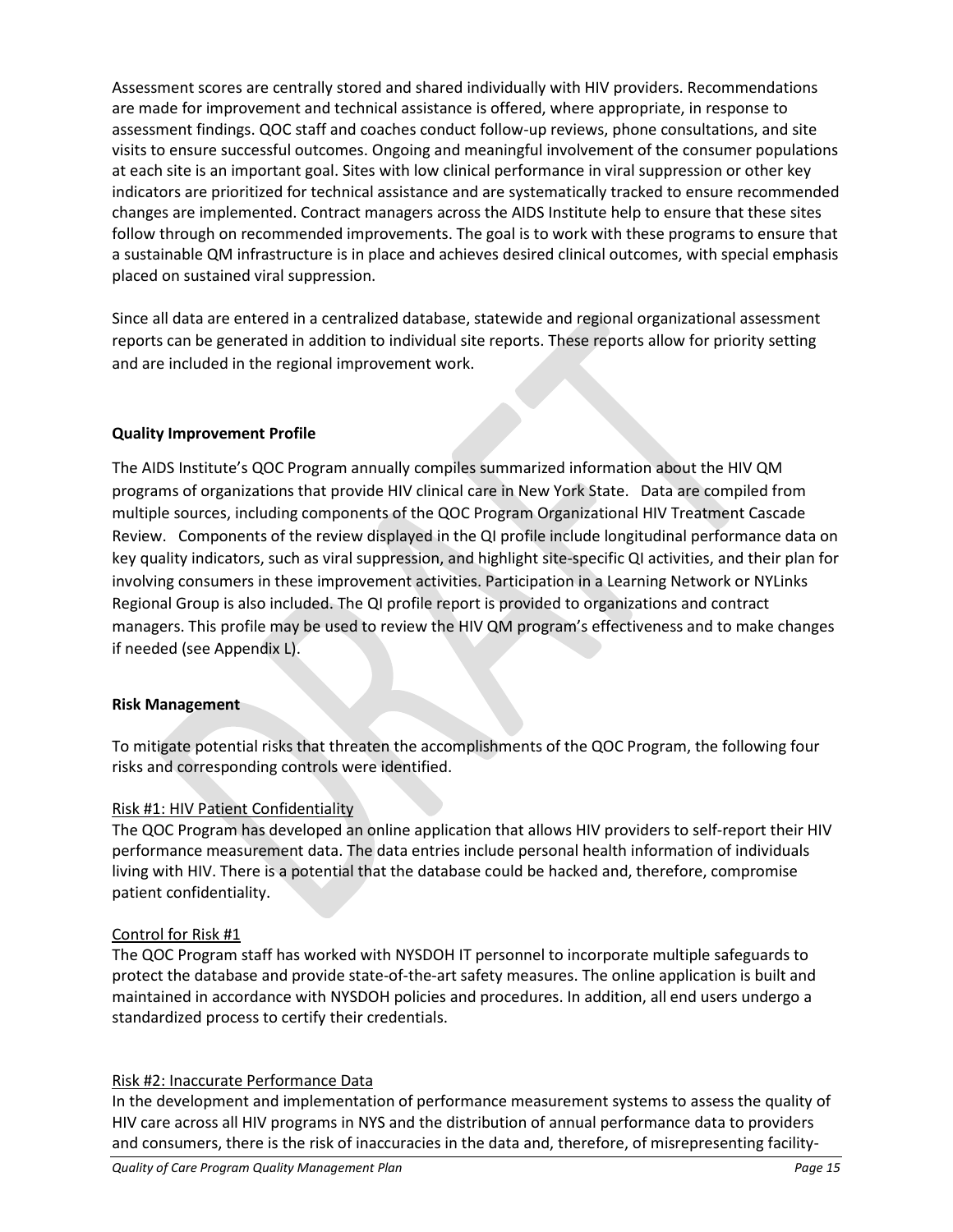Assessment scores are centrally stored and shared individually with HIV providers. Recommendations are made for improvement and technical assistance is offered, where appropriate, in response to assessment findings. QOC staff and coaches conduct follow-up reviews, phone consultations, and site visits to ensure successful outcomes. Ongoing and meaningful involvement of the consumer populations at each site is an important goal. Sites with low clinical performance in viral suppression or other key indicators are prioritized for technical assistance and are systematically tracked to ensure recommended changes are implemented. Contract managers across the AIDS Institute help to ensure that these sites follow through on recommended improvements. The goal is to work with these programs to ensure that a sustainable QM infrastructure is in place and achieves desired clinical outcomes, with special emphasis placed on sustained viral suppression.

Since all data are entered in a centralized database, statewide and regional organizational assessment reports can be generated in addition to individual site reports. These reports allow for priority setting and are included in the regional improvement work.

**Quality Improvement Profile**

The AIDS Institute's QOC Program annually compiles summarized information about the HIV QM programs of organizations that provide HIV clinical care in New York State. Data are compiled from multiple sources, including components of the QOC Program Organizational HIV Treatment Cascade Review. Components of the review displayed in the QI profile include longitudinal performance data on key quality indicators, such as viral suppression, and highlight site-specific QI activities, and their plan for involving consumers in these improvement activities. Participation in a Learning Network or NYLinks Regional Group is also included. The QI profile report is provided to organizations and contract managers. This profile may be used to review the HIV QM program's effectiveness and to make changes if needed (see Appendix L).

**Risk Management**

To mitigate potential risks that threaten the accomplishments of the QOC Program, the following four risks and corresponding controls were identified.

Risk #1: HIV Patient Confidentiality
The QOC Program has developed an online application that allows HIV providers to self-report their HIV performance measurement data. The data entries include personal health information of individuals living with HIV. There is a potential that the database could be hacked and, therefore, compromise patient confidentiality.

Control for Risk #1
The QOC Program staff has worked with NYSDOH IT personnel to incorporate multiple safeguards to protect the database and provide state-of-the-art safety measures. The online application is built and maintained in accordance with NYSDOH policies and procedures. In addition, all end users undergo a standardized process to certify their credentials.

Risk #2: Inaccurate Performance Data
In the development and implementation of performance measurement systems to assess the quality of HIV care across all HIV programs in NYS and the distribution of annual performance data to providers and consumers, there is the risk of inaccuracies in the data and, therefore, of misrepresenting facility-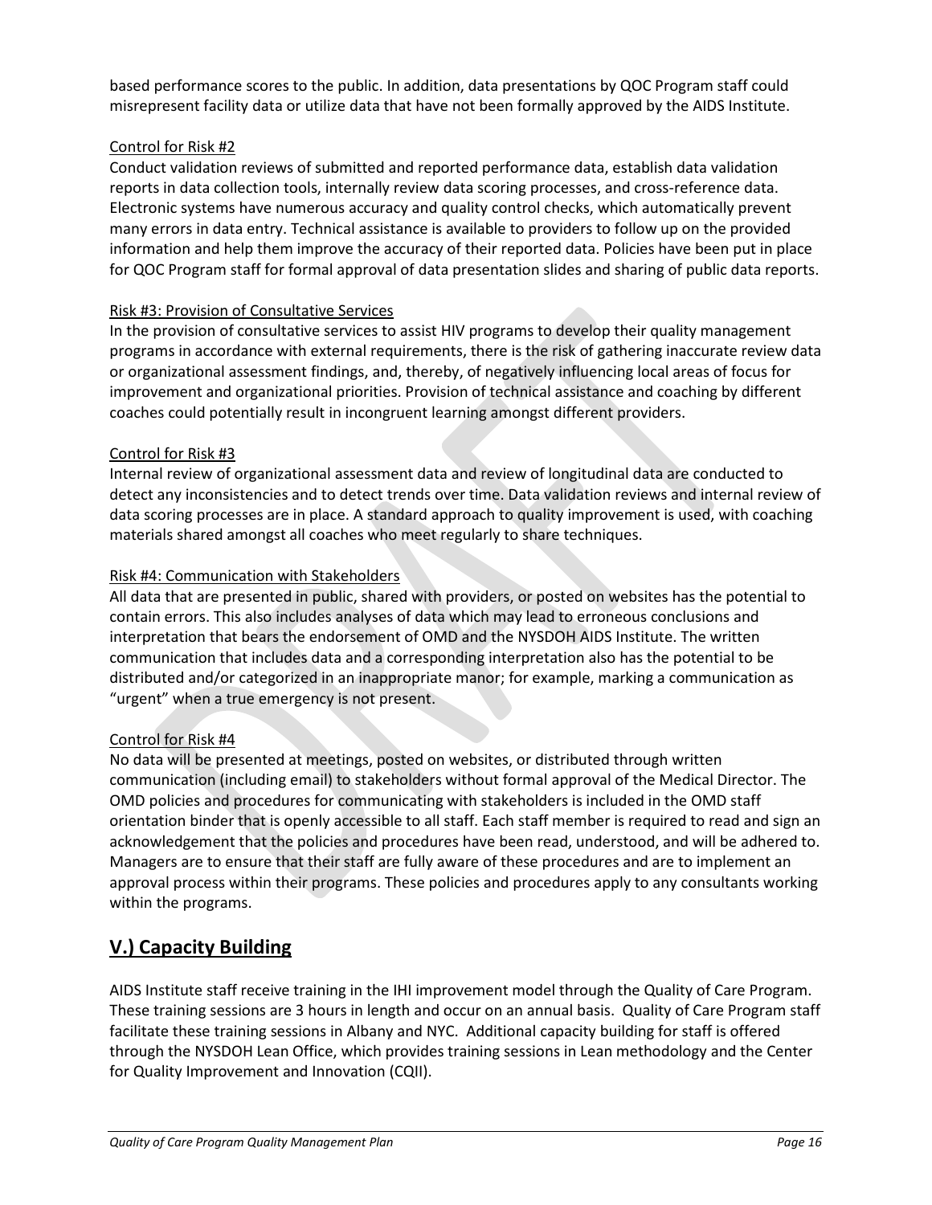based performance scores to the public. In addition, data presentations by QOC Program staff could misrepresent facility data or utilize data that have not been formally approved by the AIDS Institute.

<u>Control for Risk #2</u>

Conduct validation reviews of submitted and reported performance data, establish data validation reports in data collection tools, internally review data scoring processes, and cross-reference data. Electronic systems have numerous accuracy and quality control checks, which automatically prevent many errors in data entry. Technical assistance is available to providers to follow up on the provided information and help them improve the accuracy of their reported data. Policies have been put in place for QOC Program staff for formal approval of data presentation slides and sharing of public data reports.

<u>Risk #3: Provision of Consultative Services</u>

In the provision of consultative services to assist HIV programs to develop their quality management programs in accordance with external requirements, there is the risk of gathering inaccurate review data or organizational assessment findings, and, thereby, of negatively influencing local areas of focus for improvement and organizational priorities. Provision of technical assistance and coaching by different coaches could potentially result in incongruent learning amongst different providers.

<u>Control for Risk #3</u>

Internal review of organizational assessment data and review of longitudinal data are conducted to detect any inconsistencies and to detect trends over time. Data validation reviews and internal review of data scoring processes are in place. A standard approach to quality improvement is used, with coaching materials shared amongst all coaches who meet regularly to share techniques.

<u>Risk #4: Communication with Stakeholders</u>

All data that are presented in public, shared with providers, or posted on websites has the potential to contain errors. This also includes analyses of data which may lead to erroneous conclusions and interpretation that bears the endorsement of OMD and the NYSDOH AIDS Institute. The written communication that includes data and a corresponding interpretation also has the potential to be distributed and/or categorized in an inappropriate manor; for example, marking a communication as "urgent" when a true emergency is not present.

<u>Control for Risk #4</u>

No data will be presented at meetings, posted on websites, or distributed through written communication (including email) to stakeholders without formal approval of the Medical Director. The OMD policies and procedures for communicating with stakeholders is included in the OMD staff orientation binder that is openly accessible to all staff. Each staff member is required to read and sign an acknowledgement that the policies and procedures have been read, understood, and will be adhered to. Managers are to ensure that their staff are fully aware of these procedures and are to implement an approval process within their programs. These policies and procedures apply to any consultants working within the programs.

## V.) Capacity Building

AIDS Institute staff receive training in the IHI improvement model through the Quality of Care Program. These training sessions are 3 hours in length and occur on an annual basis. Quality of Care Program staff facilitate these training sessions in Albany and NYC. Additional capacity building for staff is offered through the NYSDOH Lean Office, which provides training sessions in Lean methodology and the Center for Quality Improvement and Innovation (CQII).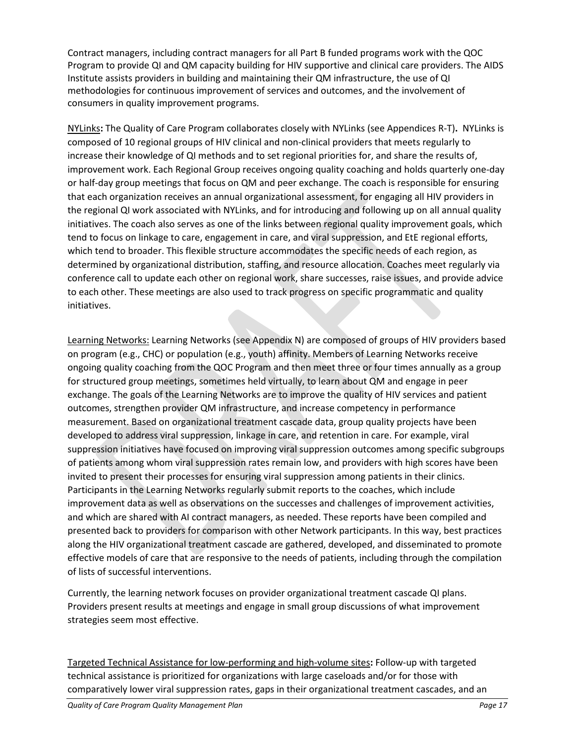Contract managers, including contract managers for all Part B funded programs work with the QOC Program to provide QI and QM capacity building for HIV supportive and clinical care providers. The AIDS Institute assists providers in building and maintaining their QM infrastructure, the use of QI methodologies for continuous improvement of services and outcomes, and the involvement of consumers in quality improvement programs.

NYLinks**:** The Quality of Care Program collaborates closely with NYLinks (see Appendices R-T)**.** NYLinks is composed of 10 regional groups of HIV clinical and non-clinical providers that meets regularly to increase their knowledge of QI methods and to set regional priorities for, and share the results of, improvement work. Each Regional Group receives ongoing quality coaching and holds quarterly one-day or half-day group meetings that focus on QM and peer exchange. The coach is responsible for ensuring that each organization receives an annual organizational assessment, for engaging all HIV providers in the regional QI work associated with NYLinks, and for introducing and following up on all annual quality initiatives. The coach also serves as one of the links between regional quality improvement goals, which tend to focus on linkage to care, engagement in care, and viral suppression, and EtE regional efforts, which tend to broader. This flexible structure accommodates the specific needs of each region, as determined by organizational distribution, staffing, and resource allocation. Coaches meet regularly via conference call to update each other on regional work, share successes, raise issues, and provide advice to each other. These meetings are also used to track progress on specific programmatic and quality initiatives.

Learning Networks: Learning Networks (see Appendix N) are composed of groups of HIV providers based on program (e.g., CHC) or population (e.g., youth) affinity. Members of Learning Networks receive ongoing quality coaching from the QOC Program and then meet three or four times annually as a group for structured group meetings, sometimes held virtually, to learn about QM and engage in peer exchange. The goals of the Learning Networks are to improve the quality of HIV services and patient outcomes, strengthen provider QM infrastructure, and increase competency in performance measurement. Based on organizational treatment cascade data, group quality projects have been developed to address viral suppression, linkage in care, and retention in care. For example, viral suppression initiatives have focused on improving viral suppression outcomes among specific subgroups of patients among whom viral suppression rates remain low, and providers with high scores have been invited to present their processes for ensuring viral suppression among patients in their clinics. Participants in the Learning Networks regularly submit reports to the coaches, which include improvement data as well as observations on the successes and challenges of improvement activities, and which are shared with AI contract managers, as needed. These reports have been compiled and presented back to providers for comparison with other Network participants. In this way, best practices along the HIV organizational treatment cascade are gathered, developed, and disseminated to promote effective models of care that are responsive to the needs of patients, including through the compilation of lists of successful interventions.

Currently, the learning network focuses on provider organizational treatment cascade QI plans. Providers present results at meetings and engage in small group discussions of what improvement strategies seem most effective.

Targeted Technical Assistance for low-performing and high-volume sites**:** Follow-up with targeted technical assistance is prioritized for organizations with large caseloads and/or for those with comparatively lower viral suppression rates, gaps in their organizational treatment cascades, and an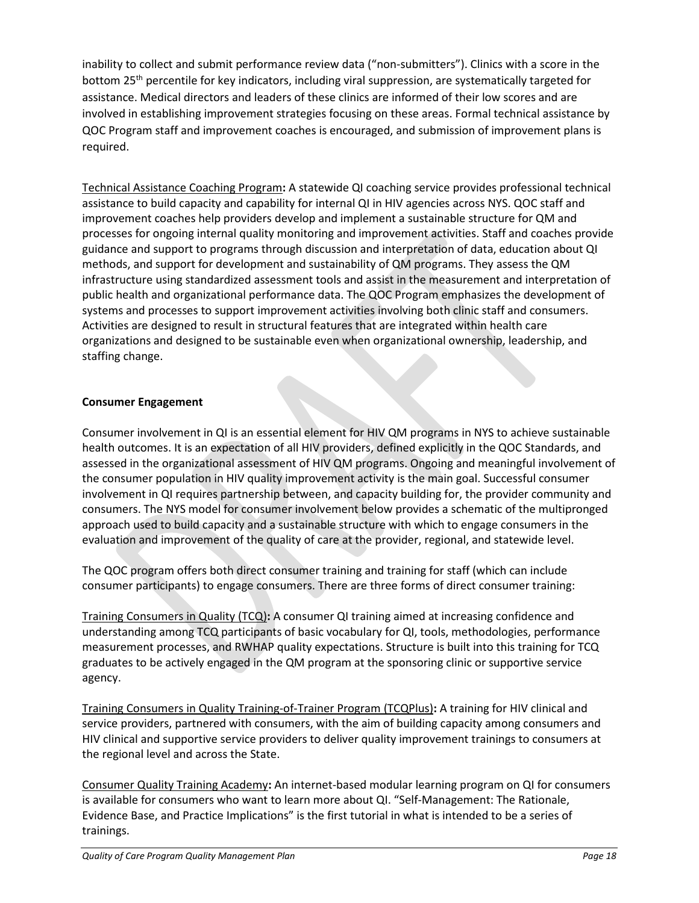inability to collect and submit performance review data ("non-submitters"). Clinics with a score in the bottom 25th percentile for key indicators, including viral suppression, are systematically targeted for assistance. Medical directors and leaders of these clinics are informed of their low scores and are involved in establishing improvement strategies focusing on these areas. Formal technical assistance by QOC Program staff and improvement coaches is encouraged, and submission of improvement plans is required.

Technical Assistance Coaching Program**:** A statewide QI coaching service provides professional technical assistance to build capacity and capability for internal QI in HIV agencies across NYS. QOC staff and improvement coaches help providers develop and implement a sustainable structure for QM and processes for ongoing internal quality monitoring and improvement activities. Staff and coaches provide guidance and support to programs through discussion and interpretation of data, education about QI methods, and support for development and sustainability of QM programs. They assess the QM infrastructure using standardized assessment tools and assist in the measurement and interpretation of public health and organizational performance data. The QOC Program emphasizes the development of systems and processes to support improvement activities involving both clinic staff and consumers. Activities are designed to result in structural features that are integrated within health care organizations and designed to be sustainable even when organizational ownership, leadership, and staffing change.

**Consumer Engagement**

Consumer involvement in QI is an essential element for HIV QM programs in NYS to achieve sustainable health outcomes. It is an expectation of all HIV providers, defined explicitly in the QOC Standards, and assessed in the organizational assessment of HIV QM programs. Ongoing and meaningful involvement of the consumer population in HIV quality improvement activity is the main goal. Successful consumer involvement in QI requires partnership between, and capacity building for, the provider community and consumers. The NYS model for consumer involvement below provides a schematic of the multipronged approach used to build capacity and a sustainable structure with which to engage consumers in the evaluation and improvement of the quality of care at the provider, regional, and statewide level.

The QOC program offers both direct consumer training and training for staff (which can include consumer participants) to engage consumers. There are three forms of direct consumer training:

Training Consumers in Quality (TCQ)**:** A consumer QI training aimed at increasing confidence and understanding among TCQ participants of basic vocabulary for QI, tools, methodologies, performance measurement processes, and RWHAP quality expectations. Structure is built into this training for TCQ graduates to be actively engaged in the QM program at the sponsoring clinic or supportive service agency.

Training Consumers in Quality Training-of-Trainer Program (TCQPlus)**:** A training for HIV clinical and service providers, partnered with consumers, with the aim of building capacity among consumers and HIV clinical and supportive service providers to deliver quality improvement trainings to consumers at the regional level and across the State.

Consumer Quality Training Academy**:** An internet-based modular learning program on QI for consumers is available for consumers who want to learn more about QI. "Self-Management: The Rationale, Evidence Base, and Practice Implications" is the first tutorial in what is intended to be a series of trainings.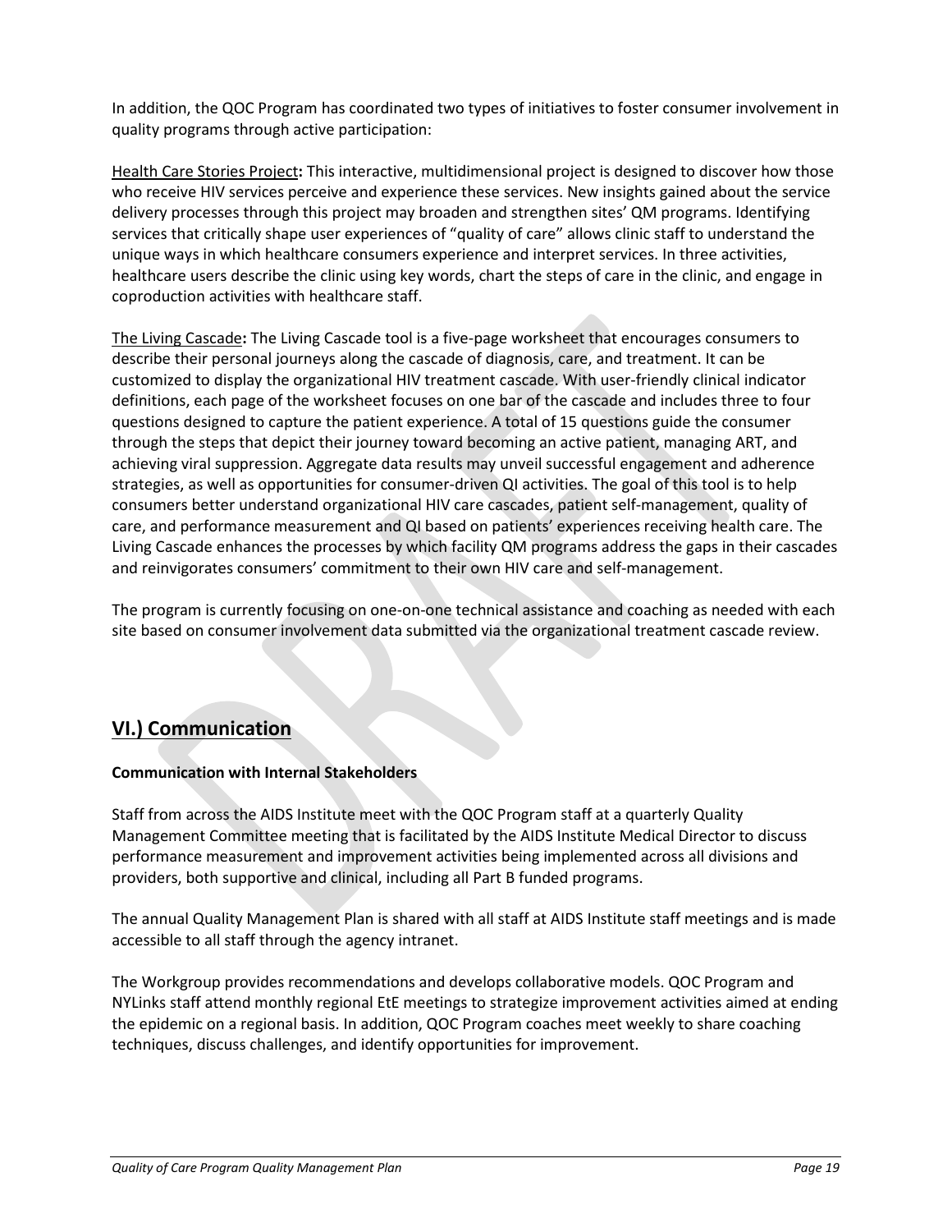In addition, the QOC Program has coordinated two types of initiatives to foster consumer involvement in quality programs through active participation:

<u>Health Care Stories Project</u>**:** This interactive, multidimensional project is designed to discover how those who receive HIV services perceive and experience these services. New insights gained about the service delivery processes through this project may broaden and strengthen sites' QM programs. Identifying services that critically shape user experiences of "quality of care" allows clinic staff to understand the unique ways in which healthcare consumers experience and interpret services. In three activities, healthcare users describe the clinic using key words, chart the steps of care in the clinic, and engage in coproduction activities with healthcare staff.

<u>The Living Cascade</u>**:** The Living Cascade tool is a five-page worksheet that encourages consumers to describe their personal journeys along the cascade of diagnosis, care, and treatment. It can be customized to display the organizational HIV treatment cascade. With user-friendly clinical indicator definitions, each page of the worksheet focuses on one bar of the cascade and includes three to four questions designed to capture the patient experience. A total of 15 questions guide the consumer through the steps that depict their journey toward becoming an active patient, managing ART, and achieving viral suppression. Aggregate data results may unveil successful engagement and adherence strategies, as well as opportunities for consumer-driven QI activities. The goal of this tool is to help consumers better understand organizational HIV care cascades, patient self-management, quality of care, and performance measurement and QI based on patients' experiences receiving health care. The Living Cascade enhances the processes by which facility QM programs address the gaps in their cascades and reinvigorates consumers' commitment to their own HIV care and self-management.

The program is currently focusing on one-on-one technical assistance and coaching as needed with each site based on consumer involvement data submitted via the organizational treatment cascade review.

## VI.) Communication

**Communication with Internal Stakeholders**

Staff from across the AIDS Institute meet with the QOC Program staff at a quarterly Quality Management Committee meeting that is facilitated by the AIDS Institute Medical Director to discuss performance measurement and improvement activities being implemented across all divisions and providers, both supportive and clinical, including all Part B funded programs.

The annual Quality Management Plan is shared with all staff at AIDS Institute staff meetings and is made accessible to all staff through the agency intranet.

The Workgroup provides recommendations and develops collaborative models. QOC Program and NYLinks staff attend monthly regional EtE meetings to strategize improvement activities aimed at ending the epidemic on a regional basis. In addition, QOC Program coaches meet weekly to share coaching techniques, discuss challenges, and identify opportunities for improvement.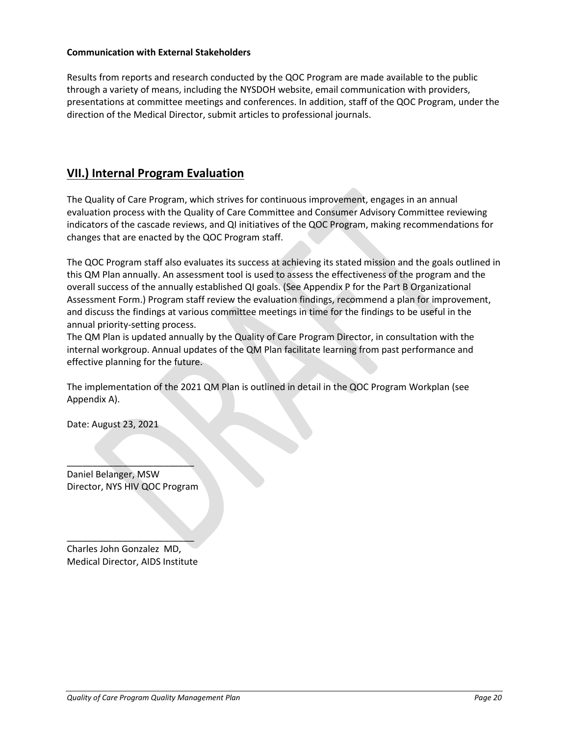**Communication with External Stakeholders**

Results from reports and research conducted by the QOC Program are made available to the public through a variety of means, including the NYSDOH website, email communication with providers, presentations at committee meetings and conferences. In addition, staff of the QOC Program, under the direction of the Medical Director, submit articles to professional journals.

## VII.) Internal Program Evaluation

The Quality of Care Program, which strives for continuous improvement, engages in an annual evaluation process with the Quality of Care Committee and Consumer Advisory Committee reviewing indicators of the cascade reviews, and QI initiatives of the QOC Program, making recommendations for changes that are enacted by the QOC Program staff.

The QOC Program staff also evaluates its success at achieving its stated mission and the goals outlined in this QM Plan annually. An assessment tool is used to assess the effectiveness of the program and the overall success of the annually established QI goals. (See Appendix P for the Part B Organizational Assessment Form.) Program staff review the evaluation findings, recommend a plan for improvement, and discuss the findings at various committee meetings in time for the findings to be useful in the annual priority-setting process.

The QM Plan is updated annually by the Quality of Care Program Director, in consultation with the internal workgroup. Annual updates of the QM Plan facilitate learning from past performance and effective planning for the future.

The implementation of the 2021 QM Plan is outlined in detail in the QOC Program Workplan (see Appendix A).

Date: August 23, 2021

_________________________

Daniel Belanger, MSW
Director, NYS HIV QOC Program

_________________________

Charles John Gonzalez MD,
Medical Director, AIDS Institute